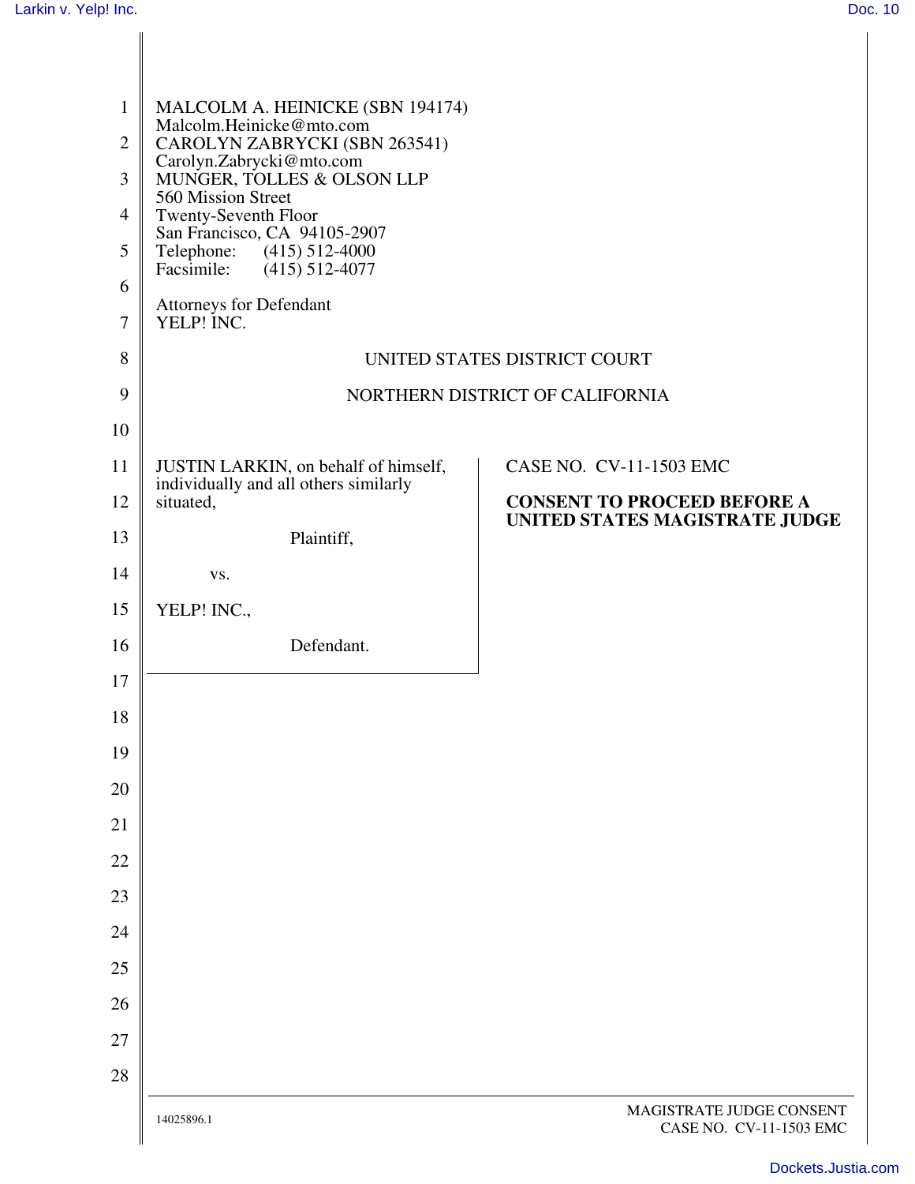MALCOLM A. HEINICKE (SBN 194174)
Malcolm.Heinicke@mto.com
CAROLYN ZABRYCKI (SBN 263541)
Carolyn.Zabrycki@mto.com
MUNGER, TOLLES & OLSON LLP
560 Mission Street
Twenty-Seventh Floor
San Francisco, CA 94105-2907
Telephone: (415) 512-4000
Facsimile: (415) 512-4077

Attorneys for Defendant
YELP! INC.

UNITED STATES DISTRICT COURT

NORTHERN DISTRICT OF CALIFORNIA

JUSTIN LARKIN, on behalf of himself, individually and all others similarly situated,

Plaintiff,

vs.

YELP! INC.,

Defendant.

CASE NO. CV-11-1503 EMC

**CONSENT TO PROCEED BEFORE A UNITED STATES MAGISTRATE JUDGE**

14025896.1

MAGISTRATE JUDGE CONSENT
CASE NO. CV-11-1503 EMC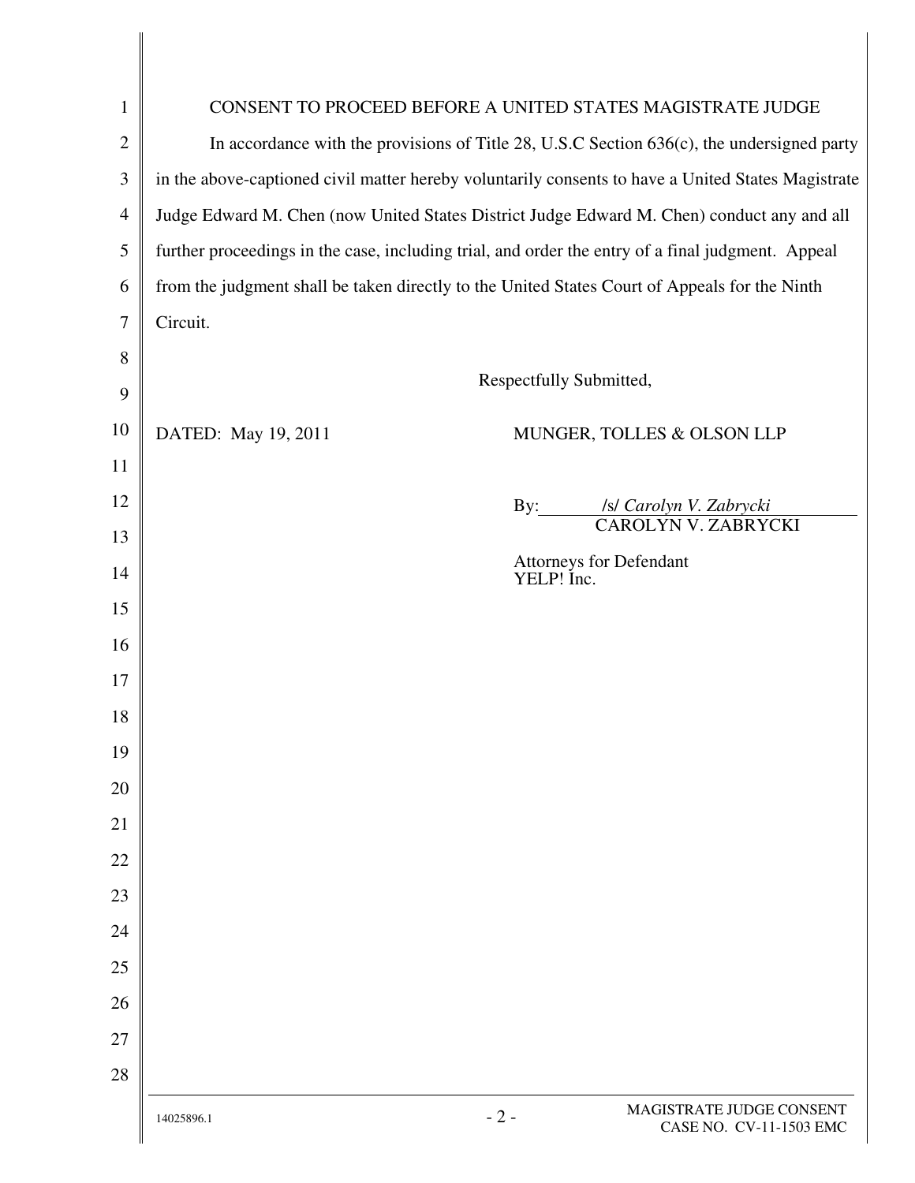# CONSENT TO PROCEED BEFORE A UNITED STATES MAGISTRATE JUDGE

In accordance with the provisions of Title 28, U.S.C Section 636(c), the undersigned party in the above-captioned civil matter hereby voluntarily consents to have a United States Magistrate Judge Edward M. Chen (now United States District Judge Edward M. Chen) conduct any and all further proceedings in the case, including trial, and order the entry of a final judgment. Appeal from the judgment shall be taken directly to the United States Court of Appeals for the Ninth Circuit.

Respectfully Submitted,

DATED: May 19, 2011

MUNGER, TOLLES & OLSON LLP

By: */s/ Carolyn V. Zabrycki*
CAROLYN V. ZABRYCKI

Attorneys for Defendant
YELP! Inc.

14025896.1

MAGISTRATE JUDGE CONSENT
CASE NO. CV-11-1503 EMC